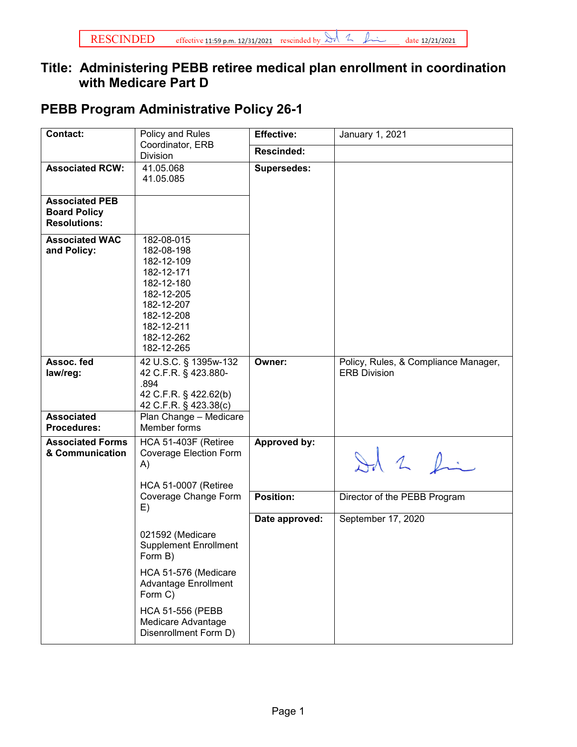RESCINDED effective 11:59 p.m. 12/31/2021 rescinded by [signature] date 12/21/2021

# Title: Administering PEBB retiree medical plan enrollment in coordination with Medicare Part D

## PEBB Program Administrative Policy 26-1

| Contact: | Policy and Rules Coordinator, ERB Division | Effective: | January 1, 2021 |
|---|---|---|---|
| | | Rescinded: | |
| Associated RCW: | 41.05.068<br>41.05.085 | Supersedes: | |
| Associated PEB Board Policy Resolutions: | | | |
| Associated WAC and Policy: | 182-08-015<br>182-08-198<br>182-12-109<br>182-12-171<br>182-12-180<br>182-12-205<br>182-12-207<br>182-12-208<br>182-12-211<br>182-12-262<br>182-12-265 | | |
| Assoc. fed law/reg: | 42 U.S.C. § 1395w-132<br>42 C.F.R. § 423.880-.894<br>42 C.F.R. § 422.62(b)<br>42 C.F.R. § 423.38(c) | Owner: | Policy, Rules, & Compliance Manager, ERB Division |
| Associated Procedures: | Plan Change – Medicare Member forms | | |
| Associated Forms & Communication | HCA 51-403F (Retiree Coverage Election Form A)<br><br>HCA 51-0007 (Retiree Coverage Change Form E)<br><br>021592 (Medicare Supplement Enrollment Form B)<br><br>HCA 51-576 (Medicare Advantage Enrollment Form C)<br><br>HCA 51-556 (PEBB Medicare Advantage Disenrollment Form D) | Approved by: | [signature] |
| | | Position: | Director of the PEBB Program |
| | | Date approved: | September 17, 2020 |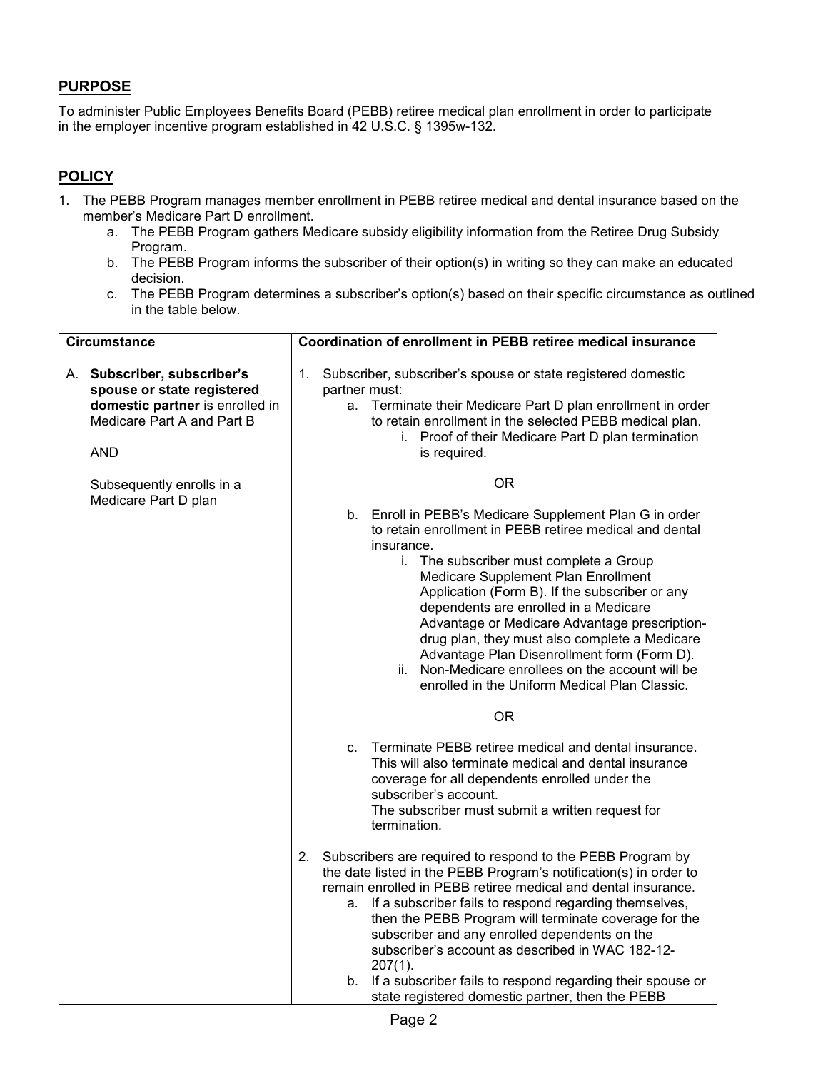## PURPOSE

To administer Public Employees Benefits Board (PEBB) retiree medical plan enrollment in order to participate in the employer incentive program established in 42 U.S.C. § 1395w-132.

## POLICY

1. The PEBB Program manages member enrollment in PEBB retiree medical and dental insurance based on the member's Medicare Part D enrollment.
   a. The PEBB Program gathers Medicare subsidy eligibility information from the Retiree Drug Subsidy Program.
   b. The PEBB Program informs the subscriber of their option(s) in writing so they can make an educated decision.
   c. The PEBB Program determines a subscriber's option(s) based on their specific circumstance as outlined in the table below.

| Circumstance | Coordination of enrollment in PEBB retiree medical insurance |
|---|---|
| A. **Subscriber, subscriber's spouse or state registered domestic partner** is enrolled in Medicare Part A and Part B<br><br>AND<br><br>Subsequently enrolls in a Medicare Part D plan | 1. Subscriber, subscriber's spouse or state registered domestic partner must:<br>a. Terminate their Medicare Part D plan enrollment in order to retain enrollment in the selected PEBB medical plan.<br>i. Proof of their Medicare Part D plan termination is required.<br><br>OR<br><br>b. Enroll in PEBB's Medicare Supplement Plan G in order to retain enrollment in PEBB retiree medical and dental insurance.<br>i. The subscriber must complete a Group Medicare Supplement Plan Enrollment Application (Form B). If the subscriber or any dependents are enrolled in a Medicare Advantage or Medicare Advantage prescription-drug plan, they must also complete a Medicare Advantage Plan Disenrollment form (Form D).<br>ii. Non-Medicare enrollees on the account will be enrolled in the Uniform Medical Plan Classic.<br><br>OR<br><br>c. Terminate PEBB retiree medical and dental insurance. This will also terminate medical and dental insurance coverage for all dependents enrolled under the subscriber's account.<br>The subscriber must submit a written request for termination.<br><br>2. Subscribers are required to respond to the PEBB Program by the date listed in the PEBB Program's notification(s) in order to remain enrolled in PEBB retiree medical and dental insurance.<br>a. If a subscriber fails to respond regarding themselves, then the PEBB Program will terminate coverage for the subscriber and any enrolled dependents on the subscriber's account as described in WAC 182-12-207(1).<br>b. If a subscriber fails to respond regarding their spouse or state registered domestic partner, then the PEBB |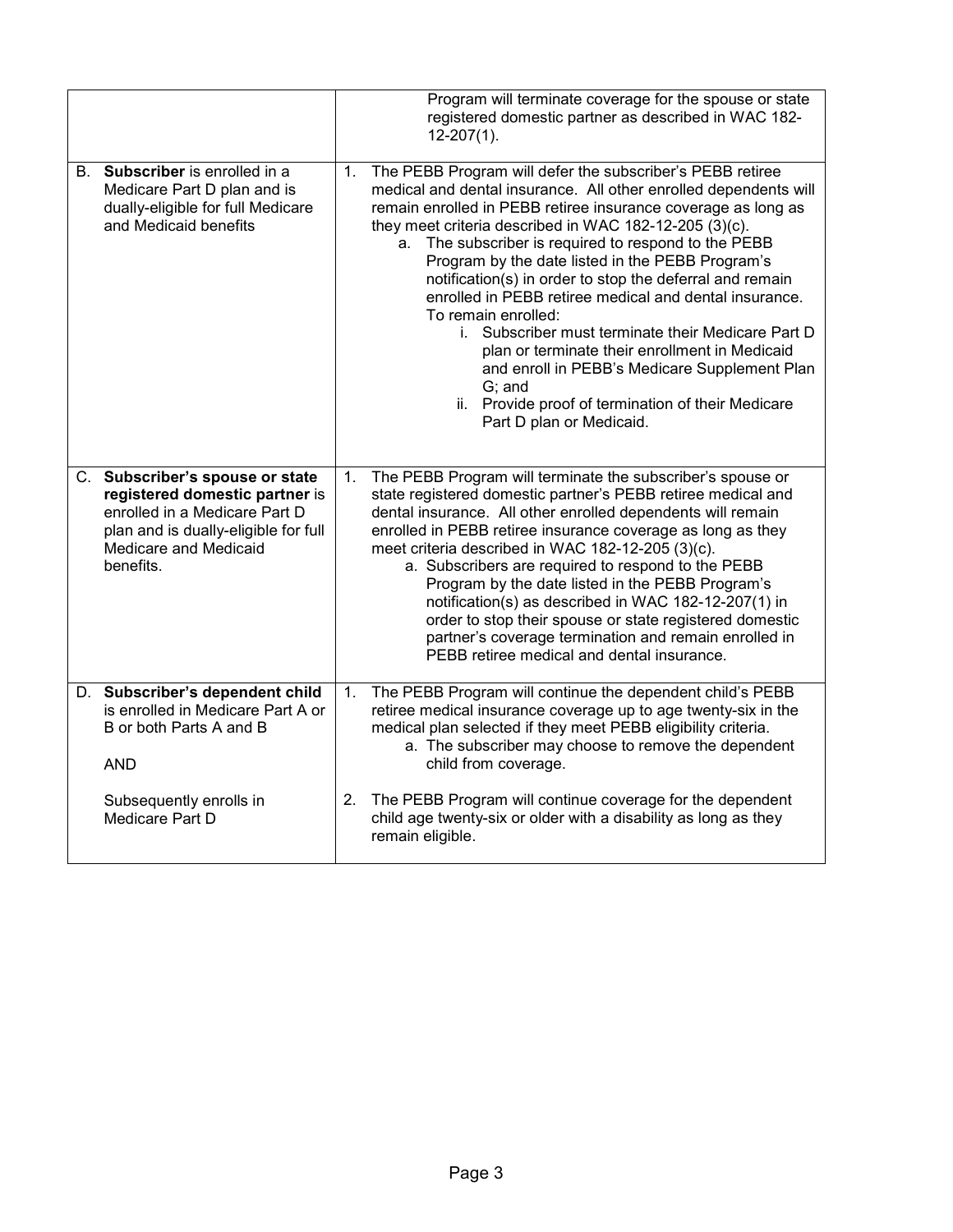| | |
|---|---|
| | Program will terminate coverage for the spouse or state registered domestic partner as described in WAC 182-12-207(1). |
| B. **Subscriber** is enrolled in a Medicare Part D plan and is dually-eligible for full Medicare and Medicaid benefits | 1. The PEBB Program will defer the subscriber's PEBB retiree medical and dental insurance. All other enrolled dependents will remain enrolled in PEBB retiree insurance coverage as long as they meet criteria described in WAC 182-12-205 (3)(c).<br>a. The subscriber is required to respond to the PEBB Program by the date listed in the PEBB Program's notification(s) in order to stop the deferral and remain enrolled in PEBB retiree medical and dental insurance. To remain enrolled:<br>i. Subscriber must terminate their Medicare Part D plan or terminate their enrollment in Medicaid and enroll in PEBB's Medicare Supplement Plan G; and<br>ii. Provide proof of termination of their Medicare Part D plan or Medicaid. |
| C. **Subscriber's spouse or state registered domestic partner** is enrolled in a Medicare Part D plan and is dually-eligible for full Medicare and Medicaid benefits. | 1. The PEBB Program will terminate the subscriber's spouse or state registered domestic partner's PEBB retiree medical and dental insurance. All other enrolled dependents will remain enrolled in PEBB retiree insurance coverage as long as they meet criteria described in WAC 182-12-205 (3)(c).<br>a. Subscribers are required to respond to the PEBB Program by the date listed in the PEBB Program's notification(s) as described in WAC 182-12-207(1) in order to stop their spouse or state registered domestic partner's coverage termination and remain enrolled in PEBB retiree medical and dental insurance. |
| D. **Subscriber's dependent child** is enrolled in Medicare Part A or B or both Parts A and B<br><br>AND<br><br>Subsequently enrolls in Medicare Part D | 1. The PEBB Program will continue the dependent child's PEBB retiree medical insurance coverage up to age twenty-six in the medical plan selected if they meet PEBB eligibility criteria.<br>a. The subscriber may choose to remove the dependent child from coverage.<br><br>2. The PEBB Program will continue coverage for the dependent child age twenty-six or older with a disability as long as they remain eligible. |